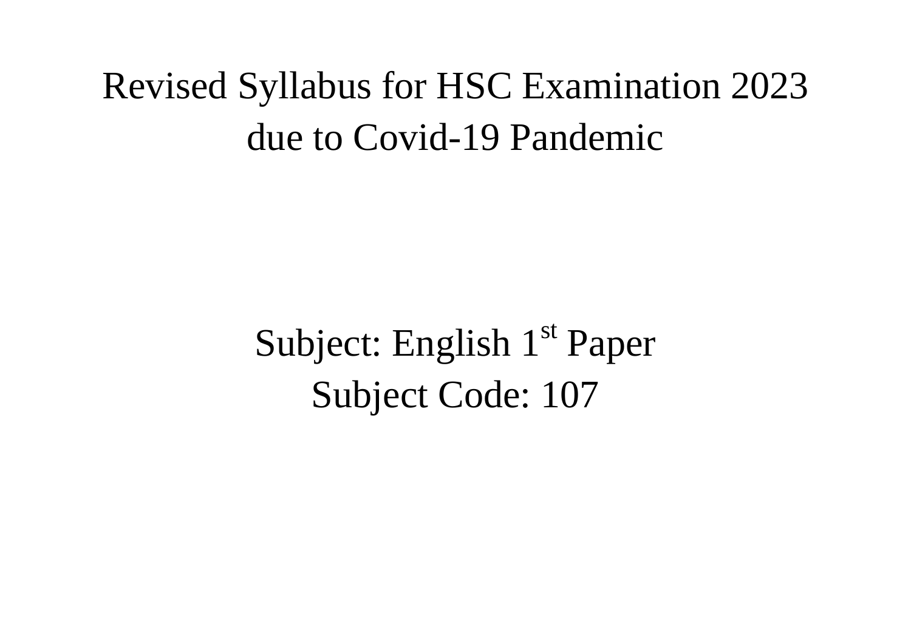# Revised Syllabus for HSC Examination 2023 due to Covid-19 Pandemic

## Subject: English 1st Paper

## Subject Code: 107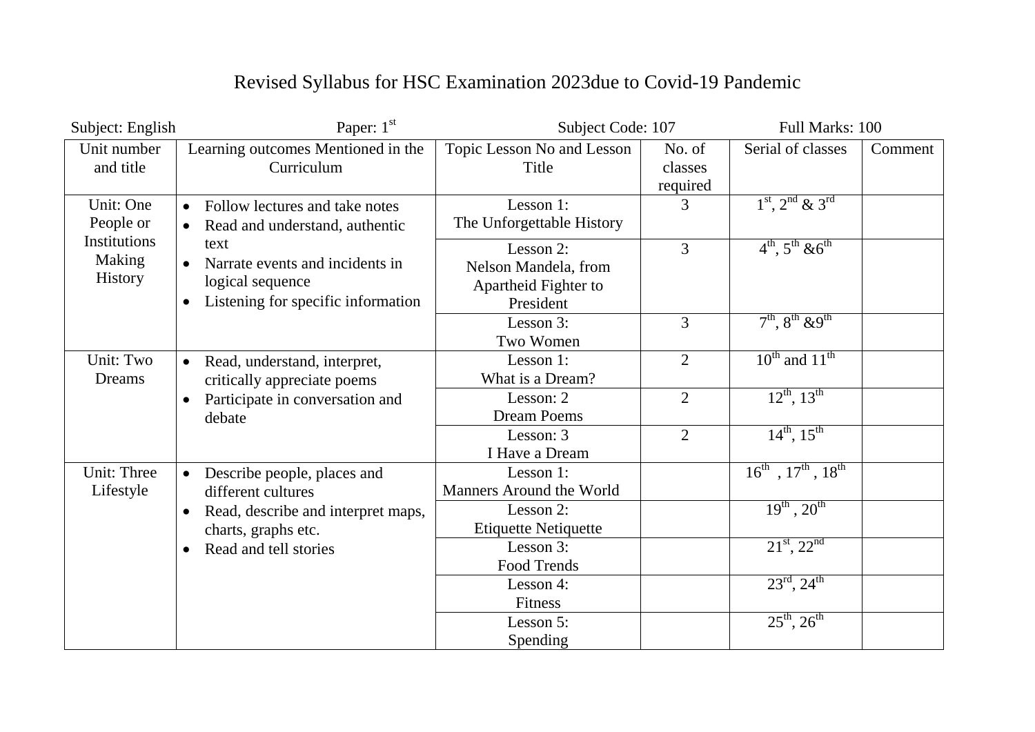# Revised Syllabus for HSC Examination 2023due to Covid-19 Pandemic

Subject: English | Paper: 1st | Subject Code: 107 | Full Marks: 100

| Unit number and title | Learning outcomes Mentioned in the Curriculum | Topic Lesson No and Lesson Title | No. of classes required | Serial of classes | Comment |
|---|---|---|---|---|---|
| Unit: One People or Institutions Making History | • Follow lectures and take notes<br>• Read and understand, authentic text<br>• Narrate events and incidents in logical sequence<br>• Listening for specific information | Lesson 1:<br>The Unforgettable History | 3 | 1st, 2nd & 3rd | |
| | | Lesson 2:<br>Nelson Mandela, from Apartheid Fighter to President | 3 | 4th, 5th &6th | |
| | | Lesson 3:<br>Two Women | 3 | 7th, 8th &9th | |
| Unit: Two Dreams | • Read, understand, interpret, critically appreciate poems<br>• Participate in conversation and debate | Lesson 1:<br>What is a Dream? | 2 | 10th and 11th | |
| | | Lesson: 2<br>Dream Poems | 2 | 12th, 13th | |
| | | Lesson: 3<br>I Have a Dream | 2 | 14th, 15th | |
| Unit: Three Lifestyle | • Describe people, places and different cultures<br>• Read, describe and interpret maps, charts, graphs etc.<br>• Read and tell stories | Lesson 1:<br>Manners Around the World | | 16th , 17th , 18th | |
| | | Lesson 2:<br>Etiquette Netiquette | | 19th , 20th | |
| | | Lesson 3:<br>Food Trends | | 21st, 22nd | |
| | | Lesson 4:<br>Fitness | | 23rd, 24th | |
| | | Lesson 5:<br>Spending | | 25th, 26th | |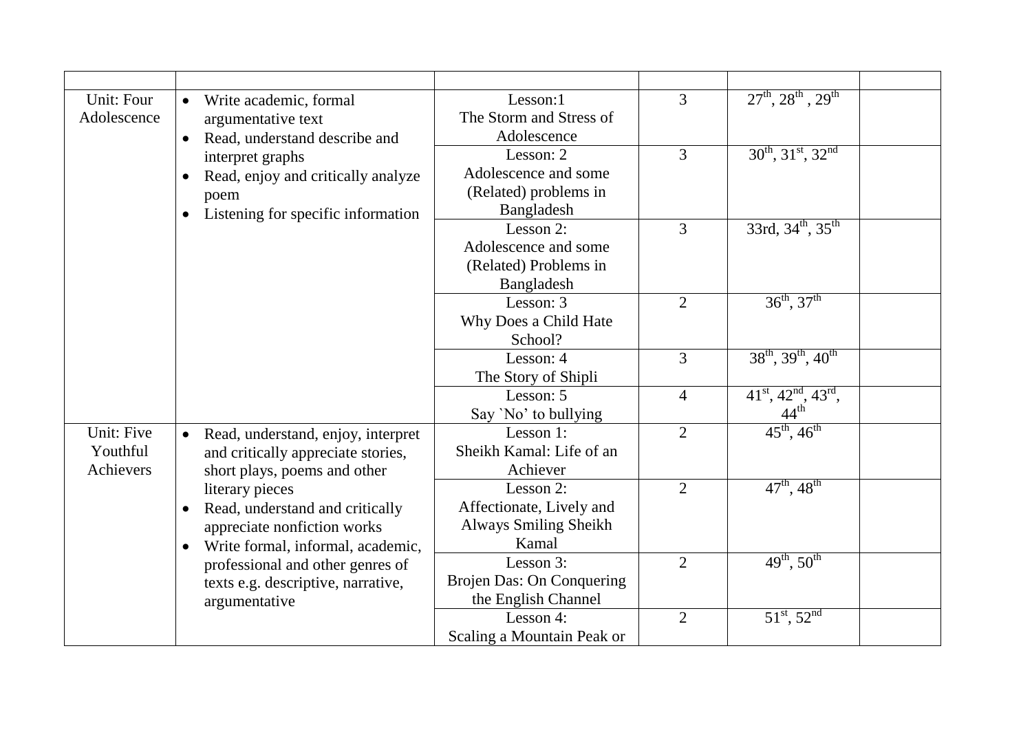| | | | | | |
|---|---|---|---|---|---|
| Unit: Four Adolescence | • Write academic, formal argumentative text<br>• Read, understand describe and interpret graphs<br>• Read, enjoy and critically analyze poem<br>• Listening for specific information | Lesson:1 The Storm and Stress of Adolescence | 3 | 27th, 28th , 29th | |
| | | Lesson: 2 Adolescence and some (Related) problems in Bangladesh | 3 | 30th, 31st, 32nd | |
| | | Lesson 2: Adolescence and some (Related) Problems in Bangladesh | 3 | 33rd, 34th, 35th | |
| | | Lesson: 3 Why Does a Child Hate School? | 2 | 36th, 37th | |
| | | Lesson: 4 The Story of Shipli | 3 | 38th, 39th, 40th | |
| | | Lesson: 5 Say `No' to bullying | 4 | 41st, 42nd, 43rd, 44th | |
| Unit: Five Youthful Achievers | • Read, understand, enjoy, interpret and critically appreciate stories, short plays, poems and other literary pieces<br>• Read, understand and critically appreciate nonfiction works<br>• Write formal, informal, academic, professional and other genres of texts e.g. descriptive, narrative, argumentative | Lesson 1: Sheikh Kamal: Life of an Achiever | 2 | 45th, 46th | |
| | | Lesson 2: Affectionate, Lively and Always Smiling Sheikh Kamal | 2 | 47th, 48th | |
| | | Lesson 3: Brojen Das: On Conquering the English Channel | 2 | 49th, 50th | |
| | | Lesson 4: Scaling a Mountain Peak or | 2 | 51st, 52nd | |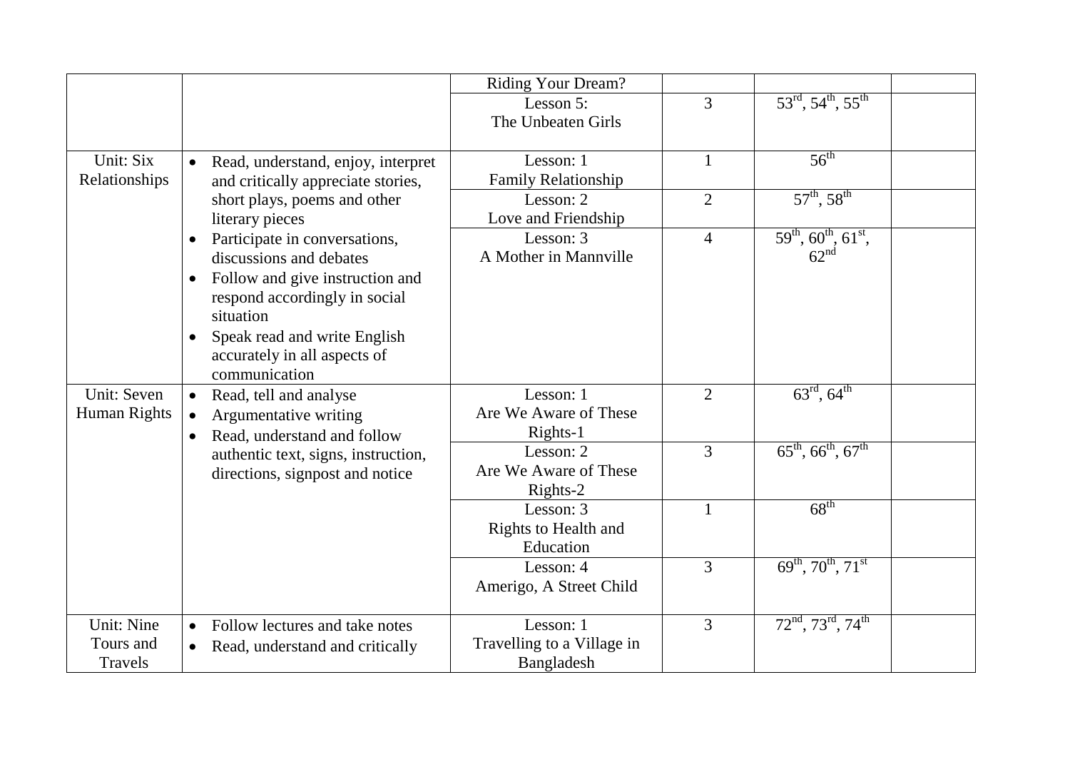| | | | | | |
|---|---|---|---|---|---|
| | | Riding Your Dream? | | | |
| | | Lesson 5: The Unbeaten Girls | 3 | 53rd, 54th, 55th | |
| Unit: Six Relationships | • Read, understand, enjoy, interpret and critically appreciate stories, short plays, poems and other literary pieces<br>• Participate in conversations, discussions and debates<br>• Follow and give instruction and respond accordingly in social situation<br>• Speak read and write English accurately in all aspects of communication | Lesson: 1 Family Relationship | 1 | 56th | |
| | | Lesson: 2 Love and Friendship | 2 | 57th, 58th | |
| | | Lesson: 3 A Mother in Mannville | 4 | 59th, 60th, 61st, 62nd | |
| Unit: Seven Human Rights | • Read, tell and analyse<br>• Argumentative writing<br>• Read, understand and follow authentic text, signs, instruction, directions, signpost and notice | Lesson: 1 Are We Aware of These Rights-1 | 2 | 63rd, 64th | |
| | | Lesson: 2 Are We Aware of These Rights-2 | 3 | 65th, 66th, 67th | |
| | | Lesson: 3 Rights to Health and Education | 1 | 68th | |
| | | Lesson: 4 Amerigo, A Street Child | 3 | 69th, 70th, 71st | |
| Unit: Nine Tours and Travels | • Follow lectures and take notes<br>• Read, understand and critically | Lesson: 1 Travelling to a Village in Bangladesh | 3 | 72nd, 73rd, 74th | |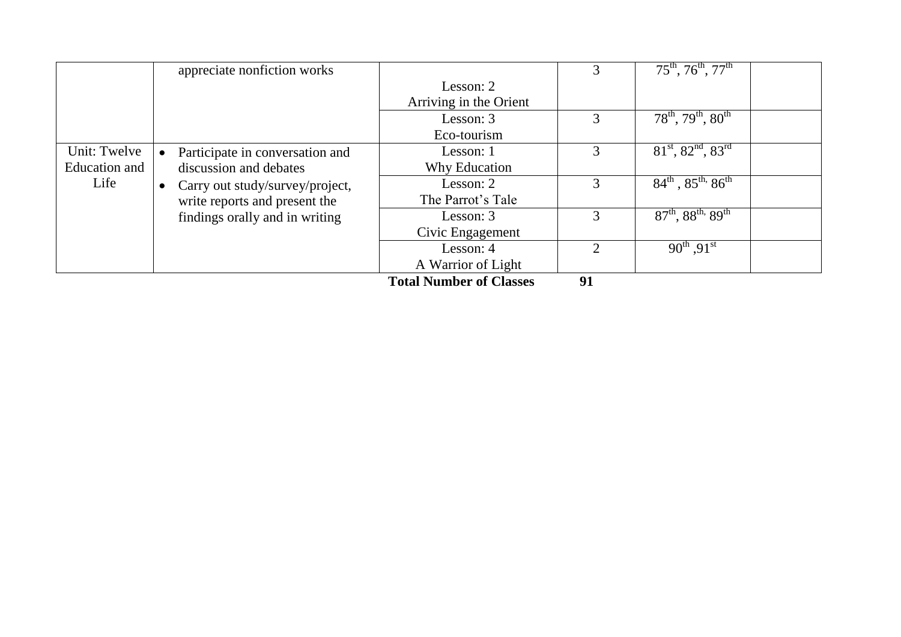| | | | | | |
|---|---|---|---|---|---|
| | appreciate nonfiction works | Lesson: 2<br>Arriving in the Orient | 3 | $75^{th}$, $76^{th}$, $77^{th}$ | |
| | | Lesson: 3<br>Eco-tourism | 3 | $78^{th}$, $79^{th}$, $80^{th}$ | |
| Unit: Twelve<br>Education and Life | • Participate in conversation and discussion and debates<br>• Carry out study/survey/project, write reports and present the findings orally and in writing | Lesson: 1<br>Why Education | 3 | $81^{st}$, $82^{nd}$, $83^{rd}$ | |
| | | Lesson: 2<br>The Parrot's Tale | 3 | $84^{th}$ , $85^{th}$, $86^{th}$ | |
| | | Lesson: 3<br>Civic Engagement | 3 | $87^{th}$, $88^{th}$, $89^{th}$ | |
| | | Lesson: 4<br>A Warrior of Light | 2 | $90^{th}$ ,$91^{st}$ | |
| | | **Total Number of Classes** | **91** | | |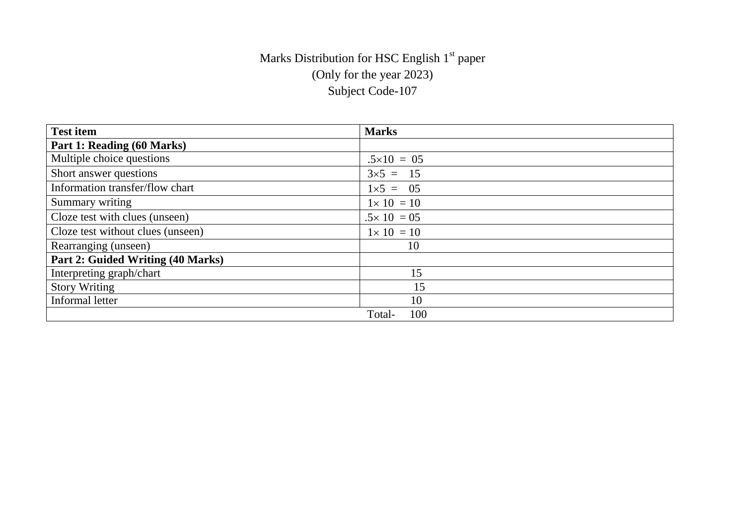Marks Distribution for HSC English 1st paper

(Only for the year 2023)

Subject Code-107

| **Test item** | **Marks** |
|---|---|
| **Part 1: Reading (60 Marks)** | |
| Multiple choice questions | $.5 \times 10 = 05$ |
| Short answer questions | $3 \times 5 = 15$ |
| Information transfer/flow chart | $1 \times 5 = 05$ |
| Summary writing | $1 \times 10 = 10$ |
| Cloze test with clues (unseen) | $.5 \times 10 = 05$ |
| Cloze test without clues (unseen) | $1 \times 10 = 10$ |
| Rearranging (unseen) | 10 |
| **Part 2: Guided Writing (40 Marks)** | |
| Interpreting graph/chart | 15 |
| Story Writing | 15 |
| Informal letter | 10 |
| Total- 100 | |